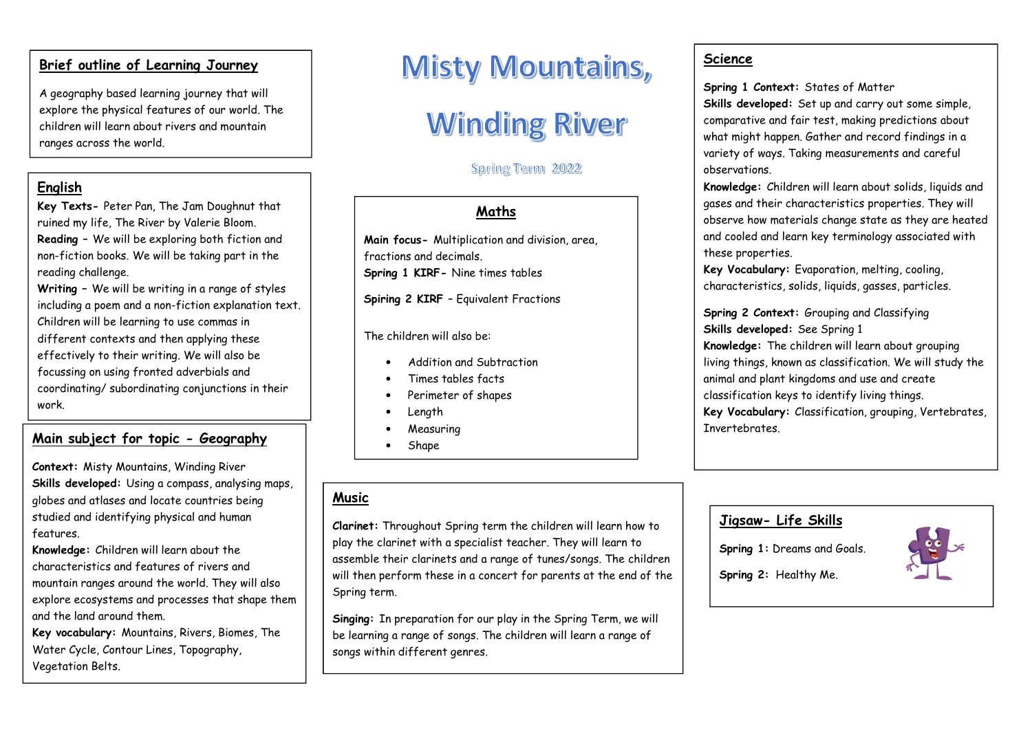# Misty Mountains, Winding River

Spring Term 2022

## Brief outline of Learning Journey

A geography based learning journey that will explore the physical features of our world. The children will learn about rivers and mountain ranges across the world.

## English

**Key Texts-** Peter Pan, The Jam Doughnut that ruined my life, The River by Valerie Bloom.

**Reading –** We will be exploring both fiction and non-fiction books. We will be taking part in the reading challenge.

**Writing –** We will be writing in a range of styles including a poem and a non-fiction explanation text. Children will be learning to use commas in different contexts and then applying these effectively to their writing. We will also be focussing on using fronted adverbials and coordinating/ subordinating conjunctions in their work.

## Main subject for topic - Geography

**Context:** Misty Mountains, Winding River

**Skills developed:** Using a compass, analysing maps, globes and atlases and locate countries being studied and identifying physical and human features.

**Knowledge:** Children will learn about the characteristics and features of rivers and mountain ranges around the world. They will also explore ecosystems and processes that shape them and the land around them.

**Key vocabulary:** Mountains, Rivers, Biomes, The Water Cycle, Contour Lines, Topography, Vegetation Belts.

## Maths

**Main focus-** Multiplication and division, area, fractions and decimals.

**Spring 1 KIRF-** Nine times tables

**Spiring 2 KIRF** – Equivalent Fractions

The children will also be:

- Addition and Subtraction
- Times tables facts
- Perimeter of shapes
- Length
- Measuring
- Shape

## Music

**Clarinet:** Throughout Spring term the children will learn how to play the clarinet with a specialist teacher. They will learn to assemble their clarinets and a range of tunes/songs. The children will then perform these in a concert for parents at the end of the Spring term.

**Singing:** In preparation for our play in the Spring Term, we will be learning a range of songs. The children will learn a range of songs within different genres.

## Science

**Spring 1 Context:** States of Matter

**Skills developed:** Set up and carry out some simple, comparative and fair test, making predictions about what might happen. Gather and record findings in a variety of ways. Taking measurements and careful observations.

**Knowledge:** Children will learn about solids, liquids and gases and their characteristics properties. They will observe how materials change state as they are heated and cooled and learn key terminology associated with these properties.

**Key Vocabulary:** Evaporation, melting, cooling, characteristics, solids, liquids, gasses, particles.

**Spring 2 Context:** Grouping and Classifying

**Skills developed:** See Spring 1

**Knowledge:** The children will learn about grouping living things, known as classification. We will study the animal and plant kingdoms and use and create classification keys to identify living things.

**Key Vocabulary:** Classification, grouping, Vertebrates, Invertebrates.

## Jigsaw- Life Skills

**Spring 1:** Dreams and Goals.

**Spring 2:** Healthy Me.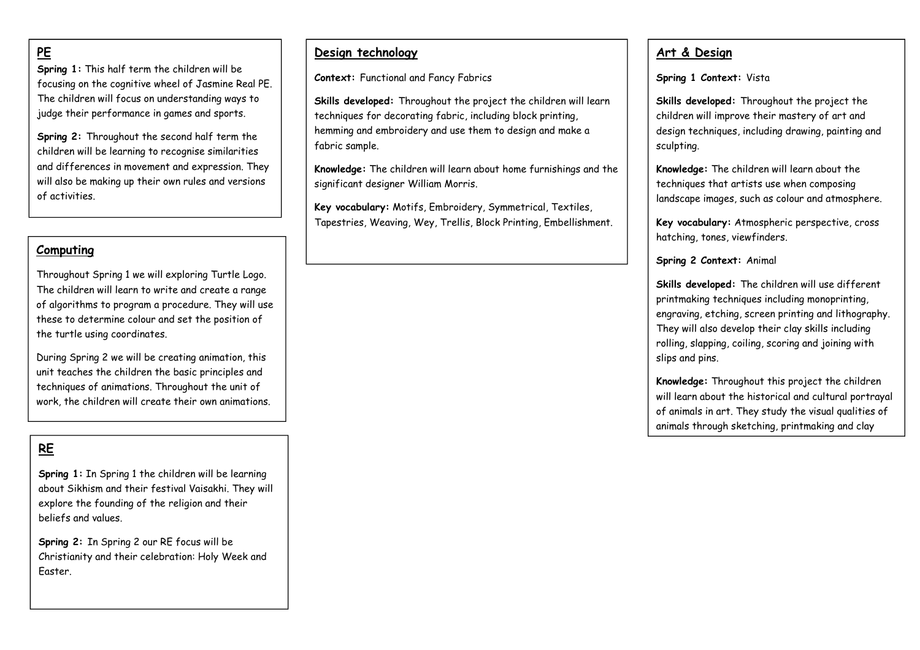## PE

**Spring 1:** This half term the children will be focusing on the cognitive wheel of Jasmine Real PE. The children will focus on understanding ways to judge their performance in games and sports.

**Spring 2:** Throughout the second half term the children will be learning to recognise similarities and differences in movement and expression. They will also be making up their own rules and versions of activities.

## Computing

Throughout Spring 1 we will exploring Turtle Logo. The children will learn to write and create a range of algorithms to program a procedure. They will use these to determine colour and set the position of the turtle using coordinates.

During Spring 2 we will be creating animation, this unit teaches the children the basic principles and techniques of animations. Throughout the unit of work, the children will create their own animations.

## RE

**Spring 1:** In Spring 1 the children will be learning about Sikhism and their festival Vaisakhi. They will explore the founding of the religion and their beliefs and values.

**Spring 2:** In Spring 2 our RE focus will be Christianity and their celebration: Holy Week and Easter.

## Design technology

**Context:** Functional and Fancy Fabrics

**Skills developed:** Throughout the project the children will learn techniques for decorating fabric, including block printing, hemming and embroidery and use them to design and make a fabric sample.

**Knowledge:** The children will learn about home furnishings and the significant designer William Morris.

**Key vocabulary:** Motifs, Embroidery, Symmetrical, Textiles, Tapestries, Weaving, Wey, Trellis, Block Printing, Embellishment.

## Art & Design

**Spring 1 Context:** Vista

**Skills developed:** Throughout the project the children will improve their mastery of art and design techniques, including drawing, painting and sculpting.

**Knowledge:** The children will learn about the techniques that artists use when composing landscape images, such as colour and atmosphere.

**Key vocabulary:** Atmospheric perspective, cross hatching, tones, viewfinders.

**Spring 2 Context:** Animal

**Skills developed:** The children will use different printmaking techniques including monoprinting, engraving, etching, screen printing and lithography. They will also develop their clay skills including rolling, slapping, coiling, scoring and joining with slips and pins.

**Knowledge:** Throughout this project the children will learn about the historical and cultural portrayal of animals in art. They study the visual qualities of animals through sketching, printmaking and clay